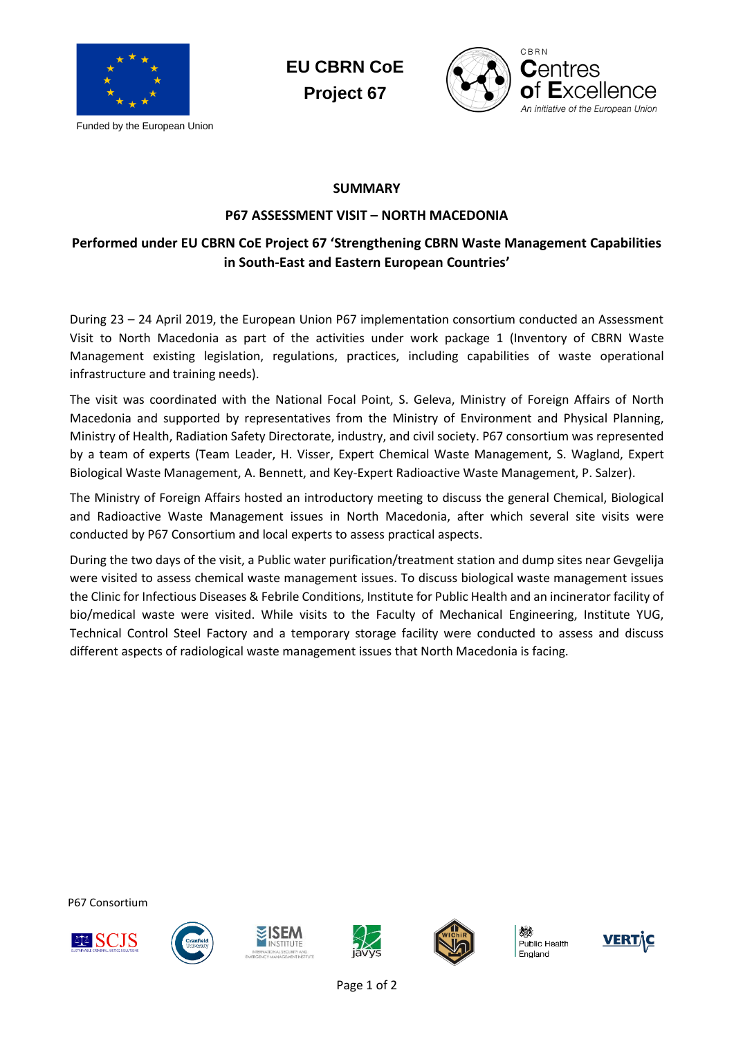Funded by the European Union

**EU CBRN CoE**
**Project 67**

CBRN Centres of Excellence
*An initiative of the European Union*

## SUMMARY

## P67 ASSESSMENT VISIT – NORTH MACEDONIA

### Performed under EU CBRN CoE Project 67 'Strengthening CBRN Waste Management Capabilities in South-East and Eastern European Countries'

During 23 – 24 April 2019, the European Union P67 implementation consortium conducted an Assessment Visit to North Macedonia as part of the activities under work package 1 (Inventory of CBRN Waste Management existing legislation, regulations, practices, including capabilities of waste operational infrastructure and training needs).

The visit was coordinated with the National Focal Point, S. Geleva, Ministry of Foreign Affairs of North Macedonia and supported by representatives from the Ministry of Environment and Physical Planning, Ministry of Health, Radiation Safety Directorate, industry, and civil society. P67 consortium was represented by a team of experts (Team Leader, H. Visser, Expert Chemical Waste Management, S. Wagland, Expert Biological Waste Management, A. Bennett, and Key-Expert Radioactive Waste Management, P. Salzer).

The Ministry of Foreign Affairs hosted an introductory meeting to discuss the general Chemical, Biological and Radioactive Waste Management issues in North Macedonia, after which several site visits were conducted by P67 Consortium and local experts to assess practical aspects.

During the two days of the visit, a Public water purification/treatment station and dump sites near Gevgelija were visited to assess chemical waste management issues. To discuss biological waste management issues the Clinic for Infectious Diseases & Febrile Conditions, Institute for Public Health and an incinerator facility of bio/medical waste were visited. While visits to the Faculty of Mechanical Engineering, Institute YUG, Technical Control Steel Factory and a temporary storage facility were conducted to assess and discuss different aspects of radiological waste management issues that North Macedonia is facing.

P67 Consortium

SCJS · Cranfield University · ISEM Institute · javys · WIChiR · Public Health England · VERTIC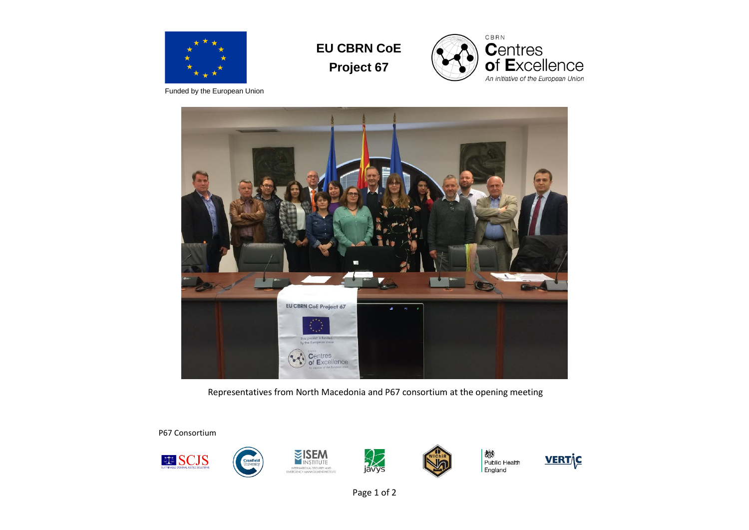Funded by the European Union

**EU CBRN CoE**

**Project 67**

CBRN

**C**entres

**of E**xcellence

*An initiative of the European Union*

Representatives from North Macedonia and P67 consortium at the opening meeting

P67 Consortium